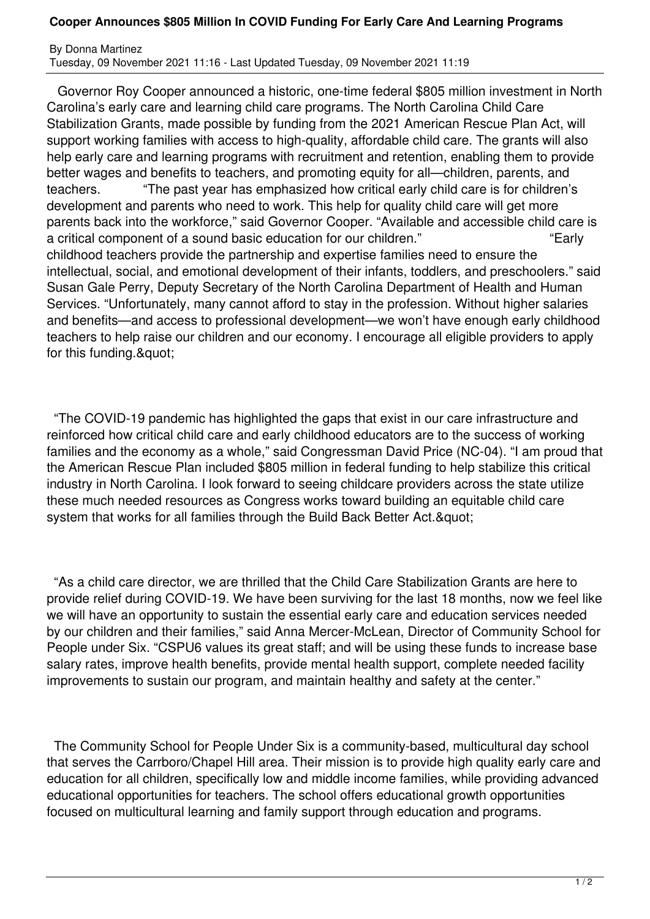# Cooper Announces $805 Million In COVID Funding For Early Care And Learning Programs

By Donna Martinez
Tuesday, 09 November 2021 11:16 - Last Updated Tuesday, 09 November 2021 11:19

Governor Roy Cooper announced a historic, one-time federal $805 million investment in North Carolina's early care and learning child care programs. The North Carolina Child Care Stabilization Grants, made possible by funding from the 2021 American Rescue Plan Act, will support working families with access to high-quality, affordable child care. The grants will also help early care and learning programs with recruitment and retention, enabling them to provide better wages and benefits to teachers, and promoting equity for all—children, parents, and teachers. "The past year has emphasized how critical early child care is for children's development and parents who need to work. This help for quality child care will get more parents back into the workforce," said Governor Cooper. "Available and accessible child care is a critical component of a sound basic education for our children." "Early childhood teachers provide the partnership and expertise families need to ensure the intellectual, social, and emotional development of their infants, toddlers, and preschoolers." said Susan Gale Perry, Deputy Secretary of the North Carolina Department of Health and Human Services. "Unfortunately, many cannot afford to stay in the profession. Without higher salaries and benefits—and access to professional development—we won't have enough early childhood teachers to help raise our children and our economy. I encourage all eligible providers to apply for this funding.&quot;

"The COVID-19 pandemic has highlighted the gaps that exist in our care infrastructure and reinforced how critical child care and early childhood educators are to the success of working families and the economy as a whole," said Congressman David Price (NC-04). "I am proud that the American Rescue Plan included $805 million in federal funding to help stabilize this critical industry in North Carolina. I look forward to seeing childcare providers across the state utilize these much needed resources as Congress works toward building an equitable child care system that works for all families through the Build Back Better Act.&quot;

"As a child care director, we are thrilled that the Child Care Stabilization Grants are here to provide relief during COVID-19. We have been surviving for the last 18 months, now we feel like we will have an opportunity to sustain the essential early care and education services needed by our children and their families," said Anna Mercer-McLean, Director of Community School for People under Six. "CSPU6 values its great staff; and will be using these funds to increase base salary rates, improve health benefits, provide mental health support, complete needed facility improvements to sustain our program, and maintain healthy and safety at the center."

The Community School for People Under Six is a community-based, multicultural day school that serves the Carrboro/Chapel Hill area. Their mission is to provide high quality early care and education for all children, specifically low and middle income families, while providing advanced educational opportunities for teachers. The school offers educational growth opportunities focused on multicultural learning and family support through education and programs.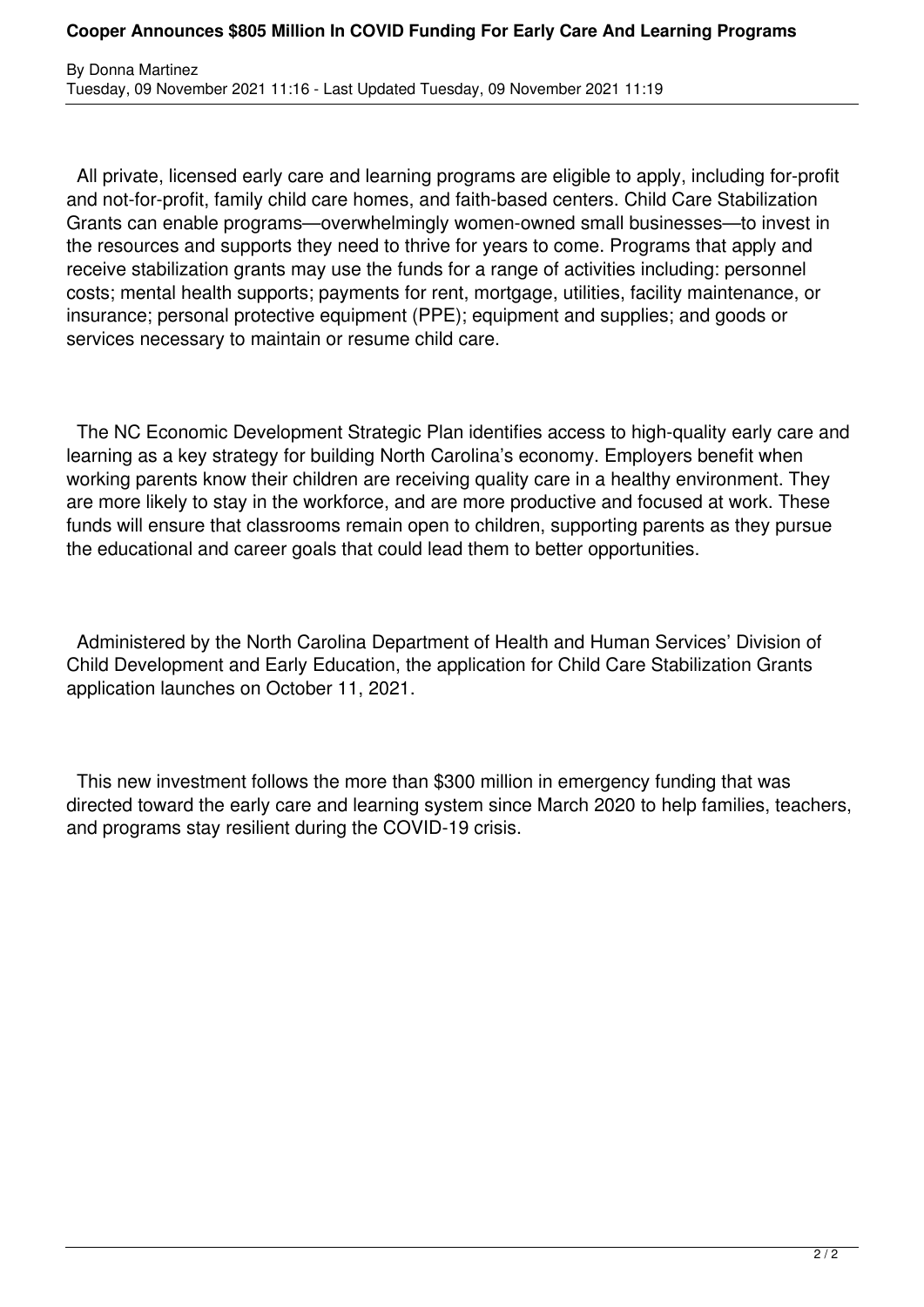All private, licensed early care and learning programs are eligible to apply, including for-profit and not-for-profit, family child care homes, and faith-based centers. Child Care Stabilization Grants can enable programs—overwhelmingly women-owned small businesses—to invest in the resources and supports they need to thrive for years to come. Programs that apply and receive stabilization grants may use the funds for a range of activities including: personnel costs; mental health supports; payments for rent, mortgage, utilities, facility maintenance, or insurance; personal protective equipment (PPE); equipment and supplies; and goods or services necessary to maintain or resume child care.

The NC Economic Development Strategic Plan identifies access to high-quality early care and learning as a key strategy for building North Carolina's economy. Employers benefit when working parents know their children are receiving quality care in a healthy environment. They are more likely to stay in the workforce, and are more productive and focused at work. These funds will ensure that classrooms remain open to children, supporting parents as they pursue the educational and career goals that could lead them to better opportunities.

Administered by the North Carolina Department of Health and Human Services' Division of Child Development and Early Education, the application for Child Care Stabilization Grants application launches on October 11, 2021.

This new investment follows the more than $300 million in emergency funding that was directed toward the early care and learning system since March 2020 to help families, teachers, and programs stay resilient during the COVID-19 crisis.